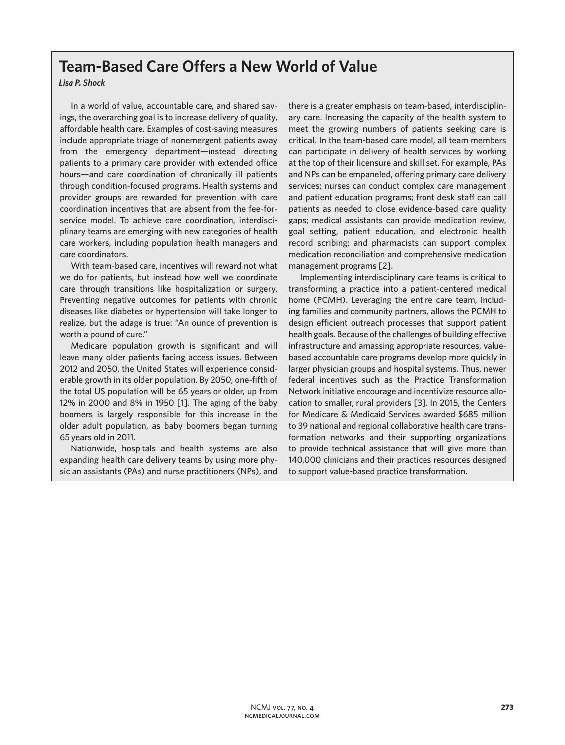# Team-Based Care Offers a New World of Value

*Lisa P. Shock*

In a world of value, accountable care, and shared savings, the overarching goal is to increase delivery of quality, affordable health care. Examples of cost-saving measures include appropriate triage of nonemergent patients away from the emergency department—instead directing patients to a primary care provider with extended office hours—and care coordination of chronically ill patients through condition-focused programs. Health systems and provider groups are rewarded for prevention with care coordination incentives that are absent from the fee-for-service model. To achieve care coordination, interdisciplinary teams are emerging with new categories of health care workers, including population health managers and care coordinators.

With team-based care, incentives will reward not what we do for patients, but instead how well we coordinate care through transitions like hospitalization or surgery. Preventing negative outcomes for patients with chronic diseases like diabetes or hypertension will take longer to realize, but the adage is true: "An ounce of prevention is worth a pound of cure."

Medicare population growth is significant and will leave many older patients facing access issues. Between 2012 and 2050, the United States will experience considerable growth in its older population. By 2050, one-fifth of the total US population will be 65 years or older, up from 12% in 2000 and 8% in 1950 [1]. The aging of the baby boomers is largely responsible for this increase in the older adult population, as baby boomers began turning 65 years old in 2011.

Nationwide, hospitals and health systems are also expanding health care delivery teams by using more physician assistants (PAs) and nurse practitioners (NPs), and there is a greater emphasis on team-based, interdisciplinary care. Increasing the capacity of the health system to meet the growing numbers of patients seeking care is critical. In the team-based care model, all team members can participate in delivery of health services by working at the top of their licensure and skill set. For example, PAs and NPs can be empaneled, offering primary care delivery services; nurses can conduct complex care management and patient education programs; front desk staff can call patients as needed to close evidence-based care quality gaps; medical assistants can provide medication review, goal setting, patient education, and electronic health record scribing; and pharmacists can support complex medication reconciliation and comprehensive medication management programs [2].

Implementing interdisciplinary care teams is critical to transforming a practice into a patient-centered medical home (PCMH). Leveraging the entire care team, including families and community partners, allows the PCMH to design efficient outreach processes that support patient health goals. Because of the challenges of building effective infrastructure and amassing appropriate resources, value-based accountable care programs develop more quickly in larger physician groups and hospital systems. Thus, newer federal incentives such as the Practice Transformation Network initiative encourage and incentivize resource allocation to smaller, rural providers [3]. In 2015, the Centers for Medicare & Medicaid Services awarded $685 million to 39 national and regional collaborative health care transformation networks and their supporting organizations to provide technical assistance that will give more than 140,000 clinicians and their practices resources designed to support value-based practice transformation.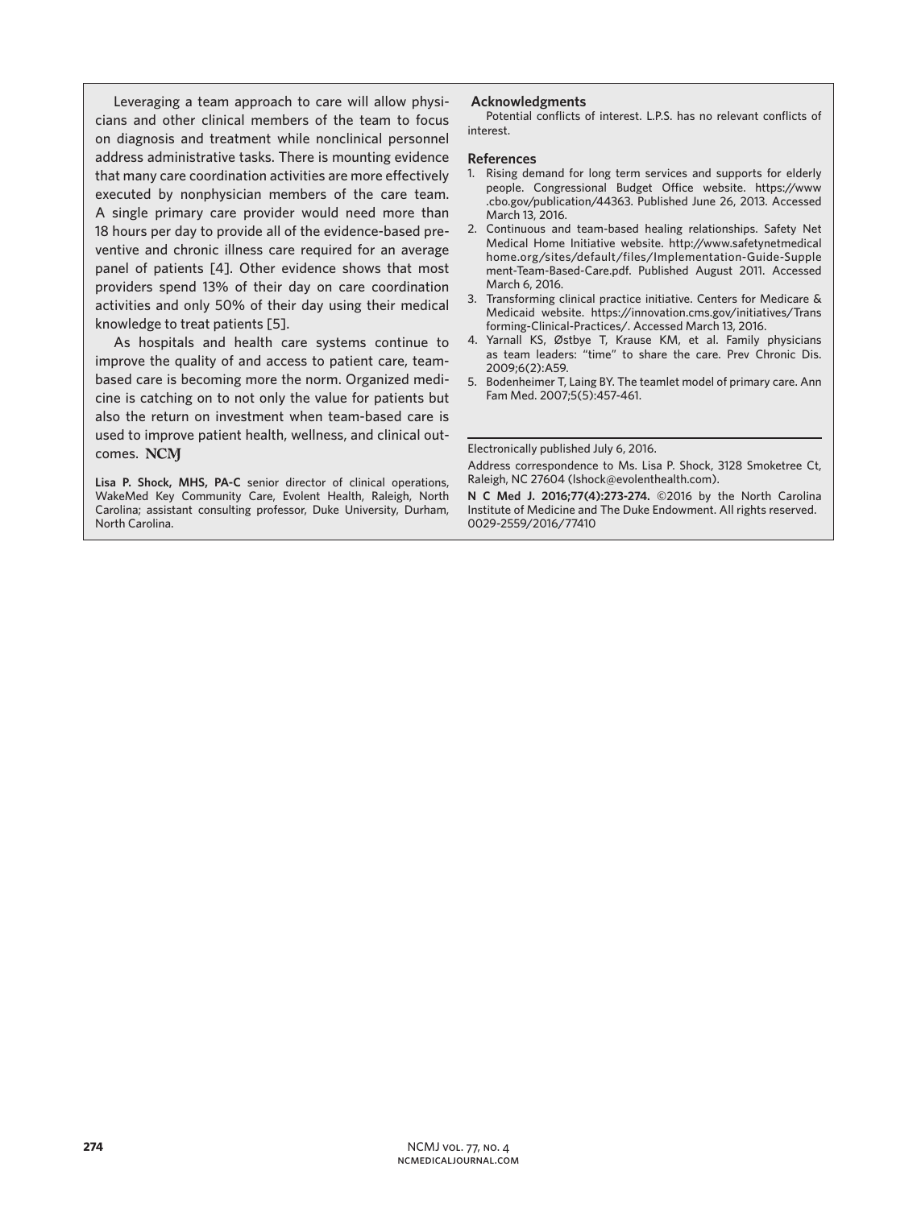Leveraging a team approach to care will allow physicians and other clinical members of the team to focus on diagnosis and treatment while nonclinical personnel address administrative tasks. There is mounting evidence that many care coordination activities are more effectively executed by nonphysician members of the care team. A single primary care provider would need more than 18 hours per day to provide all of the evidence-based preventive and chronic illness care required for an average panel of patients [4]. Other evidence shows that most providers spend 13% of their day on care coordination activities and only 50% of their day using their medical knowledge to treat patients [5].

As hospitals and health care systems continue to improve the quality of and access to patient care, team-based care is becoming more the norm. Organized medicine is catching on to not only the value for patients but also the return on investment when team-based care is used to improve patient health, wellness, and clinical outcomes. NCMJ

**Lisa P. Shock, MHS, PA-C** senior director of clinical operations, WakeMed Key Community Care, Evolent Health, Raleigh, North Carolina; assistant consulting professor, Duke University, Durham, North Carolina.

### Acknowledgments

Potential conflicts of interest. L.P.S. has no relevant conflicts of interest.

### References

1. Rising demand for long term services and supports for elderly people. Congressional Budget Office website. https://www.cbo.gov/publication/44363. Published June 26, 2013. Accessed March 13, 2016.
2. Continuous and team-based healing relationships. Safety Net Medical Home Initiative website. http://www.safetynetmedicalhome.org/sites/default/files/Implementation-Guide-Supplement-Team-Based-Care.pdf. Published August 2011. Accessed March 6, 2016.
3. Transforming clinical practice initiative. Centers for Medicare & Medicaid website. https://innovation.cms.gov/initiatives/Transforming-Clinical-Practices/. Accessed March 13, 2016.
4. Yarnall KS, Østbye T, Krause KM, et al. Family physicians as team leaders: "time" to share the care. Prev Chronic Dis. 2009;6(2):A59.
5. Bodenheimer T, Laing BY. The teamlet model of primary care. Ann Fam Med. 2007;5(5):457-461.

Electronically published July 6, 2016.

Address correspondence to Ms. Lisa P. Shock, 3128 Smoketree Ct, Raleigh, NC 27604 (lshock@evolenthealth.com).

**N C Med J. 2016;77(4):273-274.** ©2016 by the North Carolina Institute of Medicine and The Duke Endowment. All rights reserved. 0029-2559/2016/77410